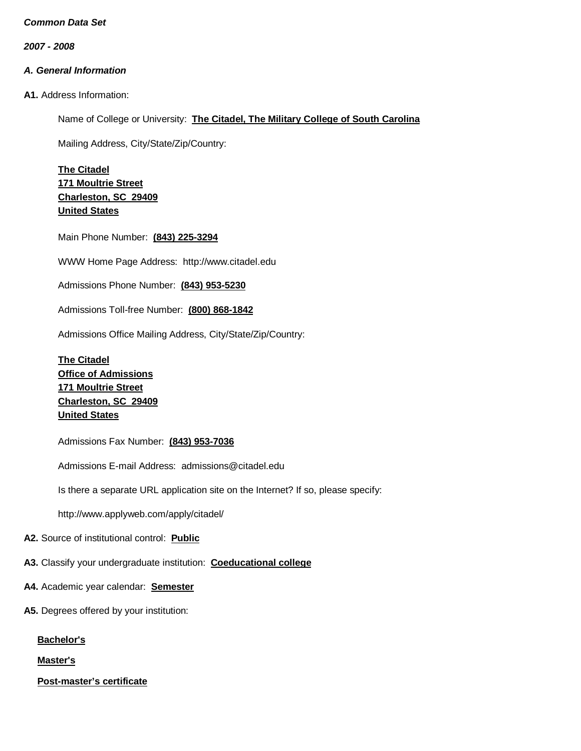***Common Data Set***

***2007 - 2008***

### *A. General Information*

**A1.** Address Information:

Name of College or University: **The Citadel, The Military College of South Carolina**

Mailing Address, City/State/Zip/Country:

**The Citadel**
**171 Moultrie Street**
**Charleston, SC 29409**
**United States**

Main Phone Number: **(843) 225-3294**

WWW Home Page Address: http://www.citadel.edu

Admissions Phone Number: **(843) 953-5230**

Admissions Toll-free Number: **(800) 868-1842**

Admissions Office Mailing Address, City/State/Zip/Country:

**The Citadel**
**Office of Admissions**
**171 Moultrie Street**
**Charleston, SC 29409**
**United States**

Admissions Fax Number: **(843) 953-7036**

Admissions E-mail Address: admissions@citadel.edu

Is there a separate URL application site on the Internet? If so, please specify:

http://www.applyweb.com/apply/citadel/

**A2.** Source of institutional control: **Public**

**A3.** Classify your undergraduate institution: **Coeducational college**

**A4.** Academic year calendar: **Semester**

**A5.** Degrees offered by your institution:

**Bachelor's**

**Master's**

**Post-master's certificate**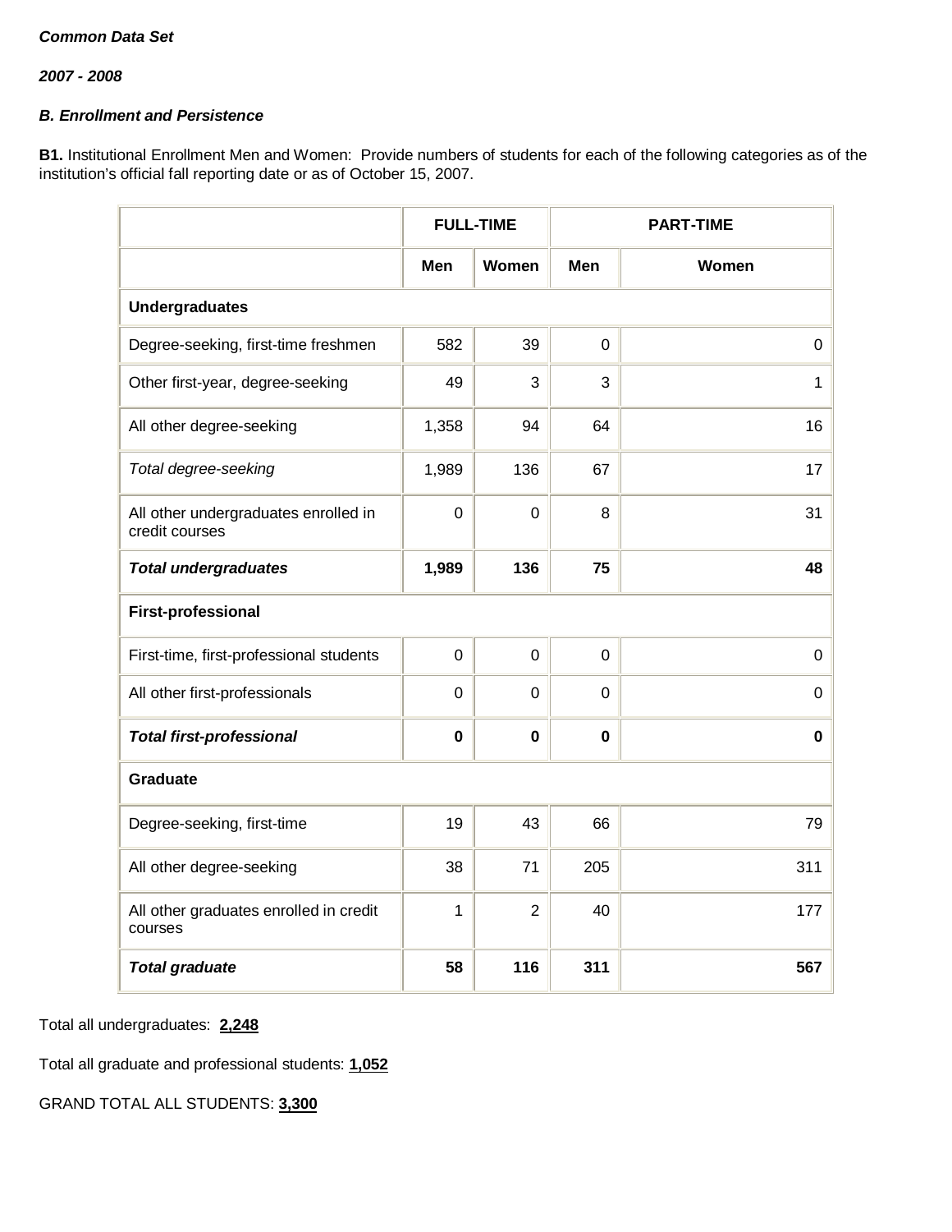***Common Data Set***

***2007 - 2008***

***B. Enrollment and Persistence***

**B1.** Institutional Enrollment Men and Women: Provide numbers of students for each of the following categories as of the institution's official fall reporting date or as of October 15, 2007.

| | FULL-TIME | | PART-TIME | |
|---|---|---|---|---|
| | **Men** | **Women** | **Men** | **Women** |
| **Undergraduates** | | | | |
| Degree-seeking, first-time freshmen | 582 | 39 | 0 | 0 |
| Other first-year, degree-seeking | 49 | 3 | 3 | 1 |
| All other degree-seeking | 1,358 | 94 | 64 | 16 |
| *Total degree-seeking* | 1,989 | 136 | 67 | 17 |
| All other undergraduates enrolled in credit courses | 0 | 0 | 8 | 31 |
| ***Total undergraduates*** | **1,989** | **136** | **75** | **48** |
| **First-professional** | | | | |
| First-time, first-professional students | 0 | 0 | 0 | 0 |
| All other first-professionals | 0 | 0 | 0 | 0 |
| ***Total first-professional*** | **0** | **0** | **0** | **0** |
| **Graduate** | | | | |
| Degree-seeking, first-time | 19 | 43 | 66 | 79 |
| All other degree-seeking | 38 | 71 | 205 | 311 |
| All other graduates enrolled in credit courses | 1 | 2 | 40 | 177 |
| ***Total graduate*** | **58** | **116** | **311** | **567** |

Total all undergraduates: **2,248**

Total all graduate and professional students: **1,052**

GRAND TOTAL ALL STUDENTS: **3,300**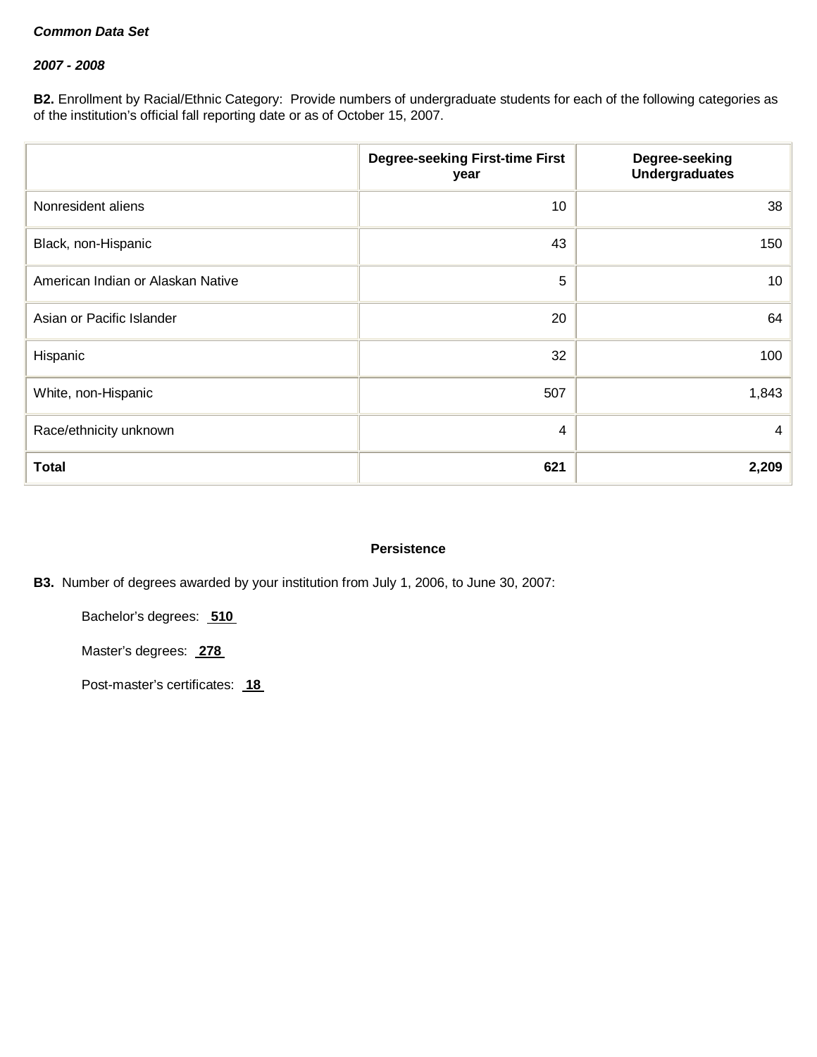***Common Data Set***

***2007 - 2008***

**B2.** Enrollment by Racial/Ethnic Category: Provide numbers of undergraduate students for each of the following categories as of the institution's official fall reporting date or as of October 15, 2007.

| | Degree-seeking First-time First year | Degree-seeking Undergraduates |
|---|---|---|
| Nonresident aliens | 10 | 38 |
| Black, non-Hispanic | 43 | 150 |
| American Indian or Alaskan Native | 5 | 10 |
| Asian or Pacific Islander | 20 | 64 |
| Hispanic | 32 | 100 |
| White, non-Hispanic | 507 | 1,843 |
| Race/ethnicity unknown | 4 | 4 |
| **Total** | **621** | **2,209** |

**Persistence**

**B3.** Number of degrees awarded by your institution from July 1, 2006, to June 30, 2007:

Bachelor's degrees: **510**

Master's degrees: **278**

Post-master's certificates: **18**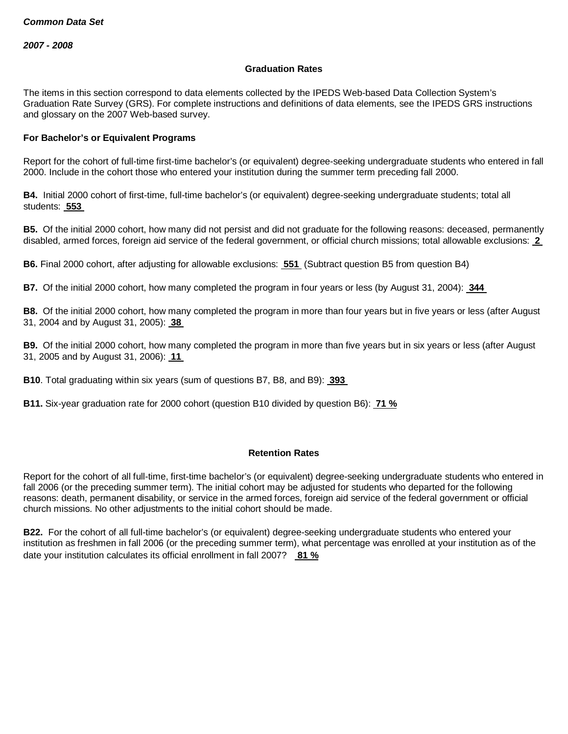*Common Data Set*

*2007 - 2008*

### Graduation Rates

The items in this section correspond to data elements collected by the IPEDS Web-based Data Collection System's Graduation Rate Survey (GRS). For complete instructions and definitions of data elements, see the IPEDS GRS instructions and glossary on the 2007 Web-based survey.

#### For Bachelor's or Equivalent Programs

Report for the cohort of full-time first-time bachelor's (or equivalent) degree-seeking undergraduate students who entered in fall 2000. Include in the cohort those who entered your institution during the summer term preceding fall 2000.

**B4.** Initial 2000 cohort of first-time, full-time bachelor's (or equivalent) degree-seeking undergraduate students; total all students: **553**

**B5.** Of the initial 2000 cohort, how many did not persist and did not graduate for the following reasons: deceased, permanently disabled, armed forces, foreign aid service of the federal government, or official church missions; total allowable exclusions: **2**

**B6.** Final 2000 cohort, after adjusting for allowable exclusions: **551** (Subtract question B5 from question B4)

**B7.** Of the initial 2000 cohort, how many completed the program in four years or less (by August 31, 2004): **344**

**B8.** Of the initial 2000 cohort, how many completed the program in more than four years but in five years or less (after August 31, 2004 and by August 31, 2005): **38**

**B9.** Of the initial 2000 cohort, how many completed the program in more than five years but in six years or less (after August 31, 2005 and by August 31, 2006): **11**

**B10**. Total graduating within six years (sum of questions B7, B8, and B9): **393**

**B11.** Six-year graduation rate for 2000 cohort (question B10 divided by question B6): **71 %**

### Retention Rates

Report for the cohort of all full-time, first-time bachelor's (or equivalent) degree-seeking undergraduate students who entered in fall 2006 (or the preceding summer term). The initial cohort may be adjusted for students who departed for the following reasons: death, permanent disability, or service in the armed forces, foreign aid service of the federal government or official church missions. No other adjustments to the initial cohort should be made.

**B22.** For the cohort of all full-time bachelor's (or equivalent) degree-seeking undergraduate students who entered your institution as freshmen in fall 2006 (or the preceding summer term), what percentage was enrolled at your institution as of the date your institution calculates its official enrollment in fall 2007? **81 %**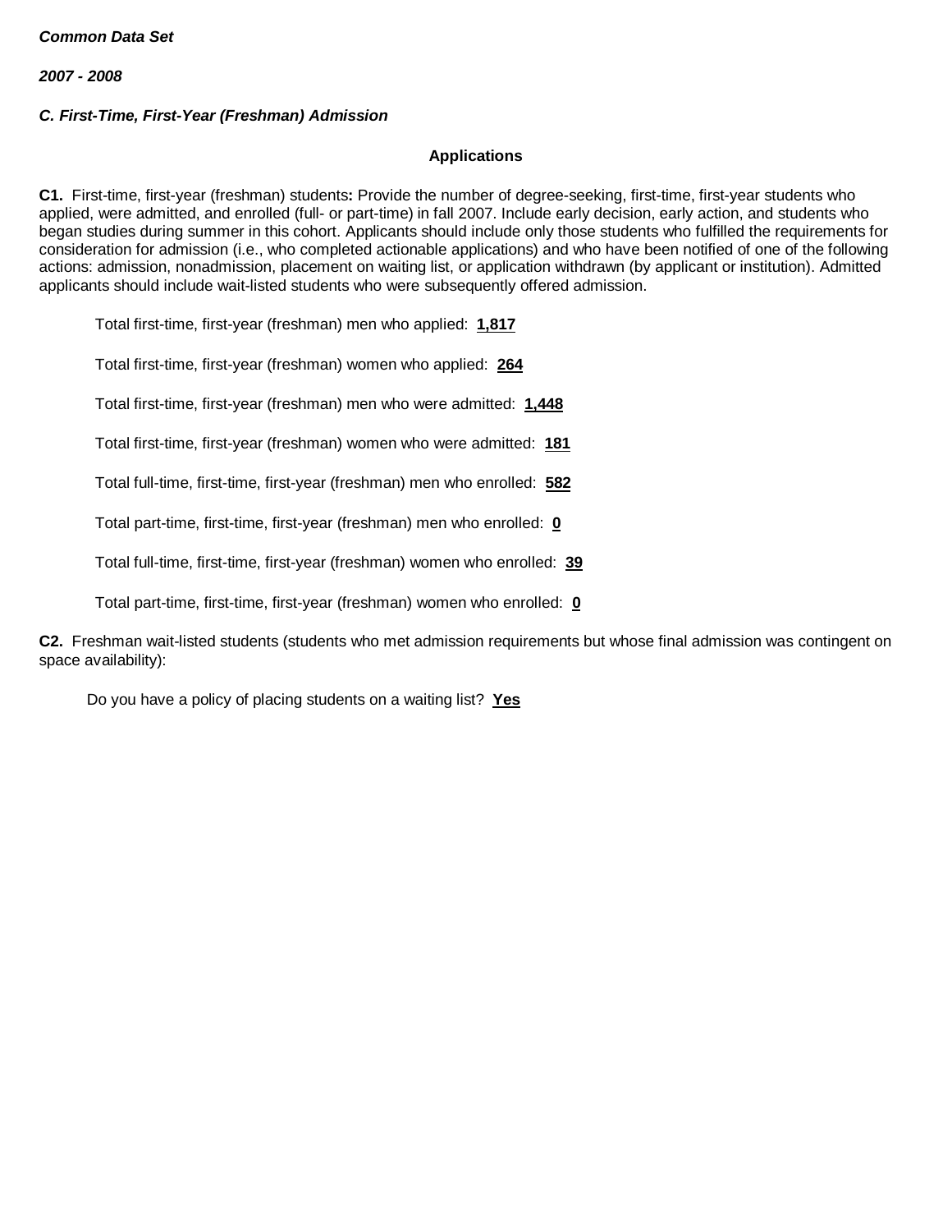*Common Data Set*

*2007 - 2008*

*C. First-Time, First-Year (Freshman) Admission*

**Applications**

**C1.** First-time, first-year (freshman) students**:** Provide the number of degree-seeking, first-time, first-year students who applied, were admitted, and enrolled (full- or part-time) in fall 2007. Include early decision, early action, and students who began studies during summer in this cohort. Applicants should include only those students who fulfilled the requirements for consideration for admission (i.e., who completed actionable applications) and who have been notified of one of the following actions: admission, nonadmission, placement on waiting list, or application withdrawn (by applicant or institution). Admitted applicants should include wait-listed students who were subsequently offered admission.

Total first-time, first-year (freshman) men who applied: **1,817**

Total first-time, first-year (freshman) women who applied: **264**

Total first-time, first-year (freshman) men who were admitted: **1,448**

Total first-time, first-year (freshman) women who were admitted: **181**

Total full-time, first-time, first-year (freshman) men who enrolled: **582**

Total part-time, first-time, first-year (freshman) men who enrolled: **0**

Total full-time, first-time, first-year (freshman) women who enrolled: **39**

Total part-time, first-time, first-year (freshman) women who enrolled: **0**

**C2.** Freshman wait-listed students (students who met admission requirements but whose final admission was contingent on space availability):

Do you have a policy of placing students on a waiting list? **Yes**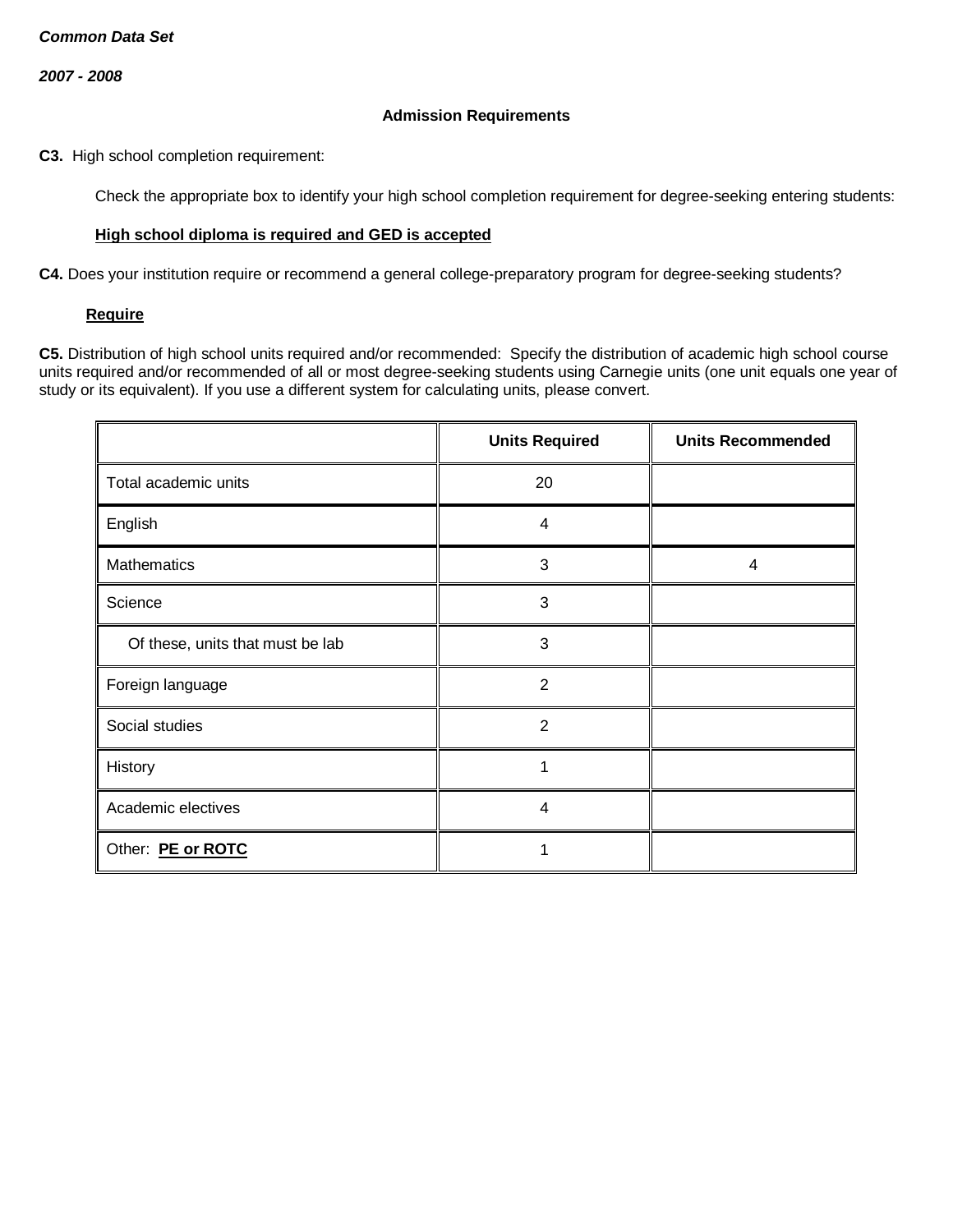*Common Data Set*

*2007 - 2008*

**Admission Requirements**

**C3.** High school completion requirement:

Check the appropriate box to identify your high school completion requirement for degree-seeking entering students:

**High school diploma is required and GED is accepted**

**C4.** Does your institution require or recommend a general college-preparatory program for degree-seeking students?

**Require**

**C5.** Distribution of high school units required and/or recommended: Specify the distribution of academic high school course units required and/or recommended of all or most degree-seeking students using Carnegie units (one unit equals one year of study or its equivalent). If you use a different system for calculating units, please convert.

| | Units Required | Units Recommended |
|---|---|---|
| Total academic units | 20 | |
| English | 4 | |
| Mathematics | 3 | 4 |
| Science | 3 | |
| Of these, units that must be lab | 3 | |
| Foreign language | 2 | |
| Social studies | 2 | |
| History | 1 | |
| Academic electives | 4 | |
| Other: **PE or ROTC** | 1 | |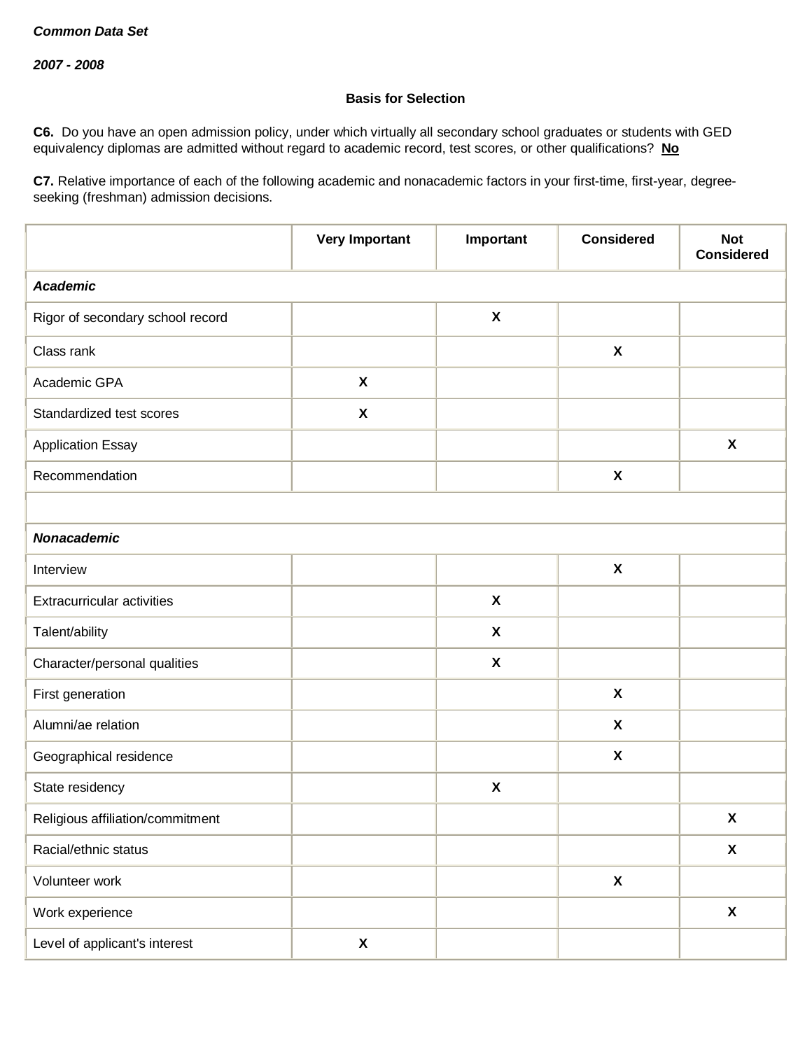*Common Data Set*

*2007 - 2008*

**Basis for Selection**

**C6.** Do you have an open admission policy, under which virtually all secondary school graduates or students with GED equivalency diplomas are admitted without regard to academic record, test scores, or other qualifications? **No**

**C7.** Relative importance of each of the following academic and nonacademic factors in your first-time, first-year, degree-seeking (freshman) admission decisions.

| | Very Important | Important | Considered | Not Considered |
|---|---|---|---|---|
| ***Academic*** | | | | |
| Rigor of secondary school record | | X | | |
| Class rank | | | X | |
| Academic GPA | X | | | |
| Standardized test scores | X | | | |
| Application Essay | | | | X |
| Recommendation | | | X | |
| | | | | |
| ***Nonacademic*** | | | | |
| Interview | | | X | |
| Extracurricular activities | | X | | |
| Talent/ability | | X | | |
| Character/personal qualities | | X | | |
| First generation | | | X | |
| Alumni/ae relation | | | X | |
| Geographical residence | | | X | |
| State residency | | X | | |
| Religious affiliation/commitment | | | | X |
| Racial/ethnic status | | | | X |
| Volunteer work | | | X | |
| Work experience | | | | X |
| Level of applicant's interest | X | | | |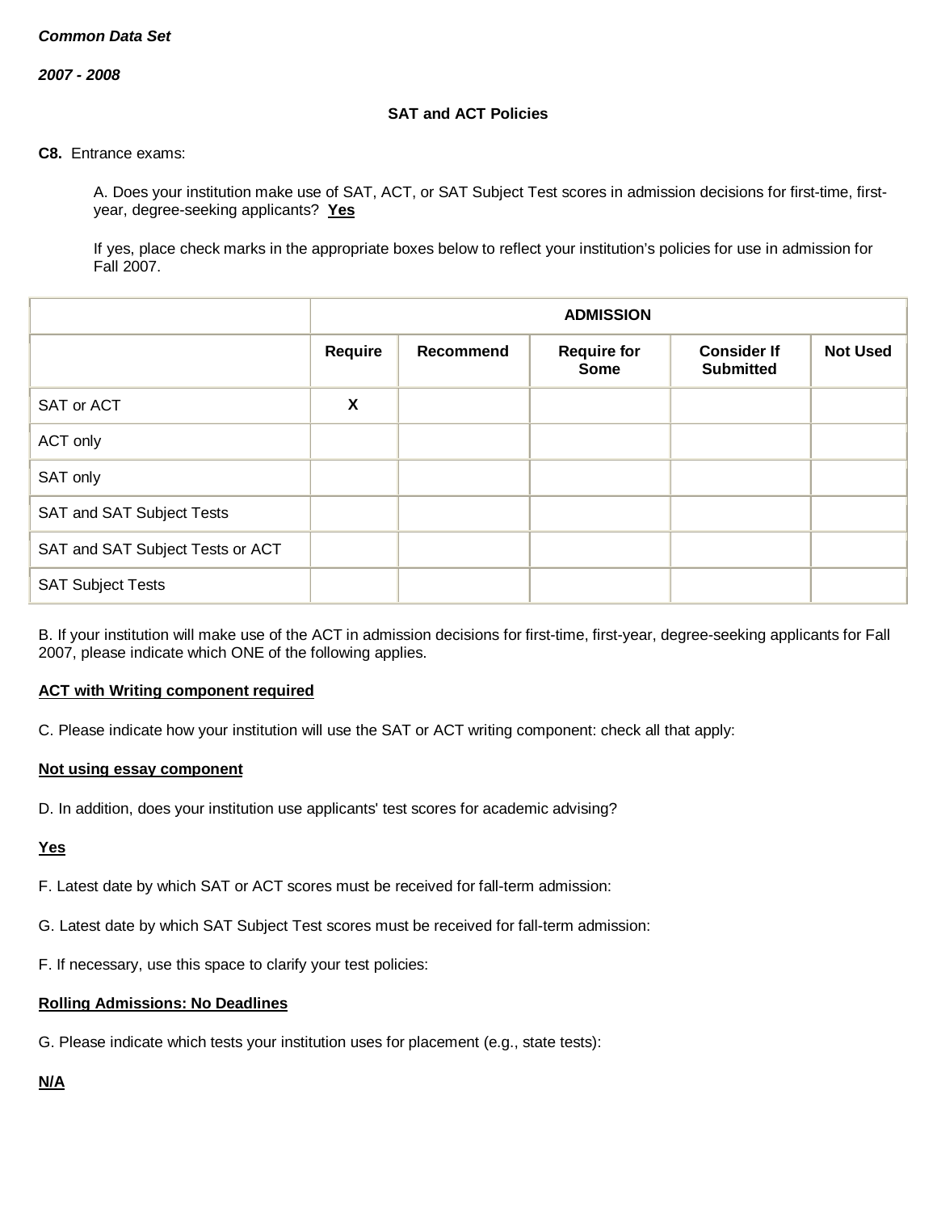*Common Data Set*

*2007 - 2008*

**SAT and ACT Policies**

**C8.** Entrance exams:

A. Does your institution make use of SAT, ACT, or SAT Subject Test scores in admission decisions for first-time, first-year, degree-seeking applicants? **Yes**

If yes, place check marks in the appropriate boxes below to reflect your institution's policies for use in admission for Fall 2007.

| | **ADMISSION** | | | | |
|---|---|---|---|---|---|
| | **Require** | **Recommend** | **Require for Some** | **Consider If Submitted** | **Not Used** |
| SAT or ACT | X | | | | |
| ACT only | | | | | |
| SAT only | | | | | |
| SAT and SAT Subject Tests | | | | | |
| SAT and SAT Subject Tests or ACT | | | | | |
| SAT Subject Tests | | | | | |

B. If your institution will make use of the ACT in admission decisions for first-time, first-year, degree-seeking applicants for Fall 2007, please indicate which ONE of the following applies.

**ACT with Writing component required**

C. Please indicate how your institution will use the SAT or ACT writing component: check all that apply:

**Not using essay component**

D. In addition, does your institution use applicants' test scores for academic advising?

**Yes**

F. Latest date by which SAT or ACT scores must be received for fall-term admission:

G. Latest date by which SAT Subject Test scores must be received for fall-term admission:

F. If necessary, use this space to clarify your test policies:

**Rolling Admissions: No Deadlines**

G. Please indicate which tests your institution uses for placement (e.g., state tests):

**N/A**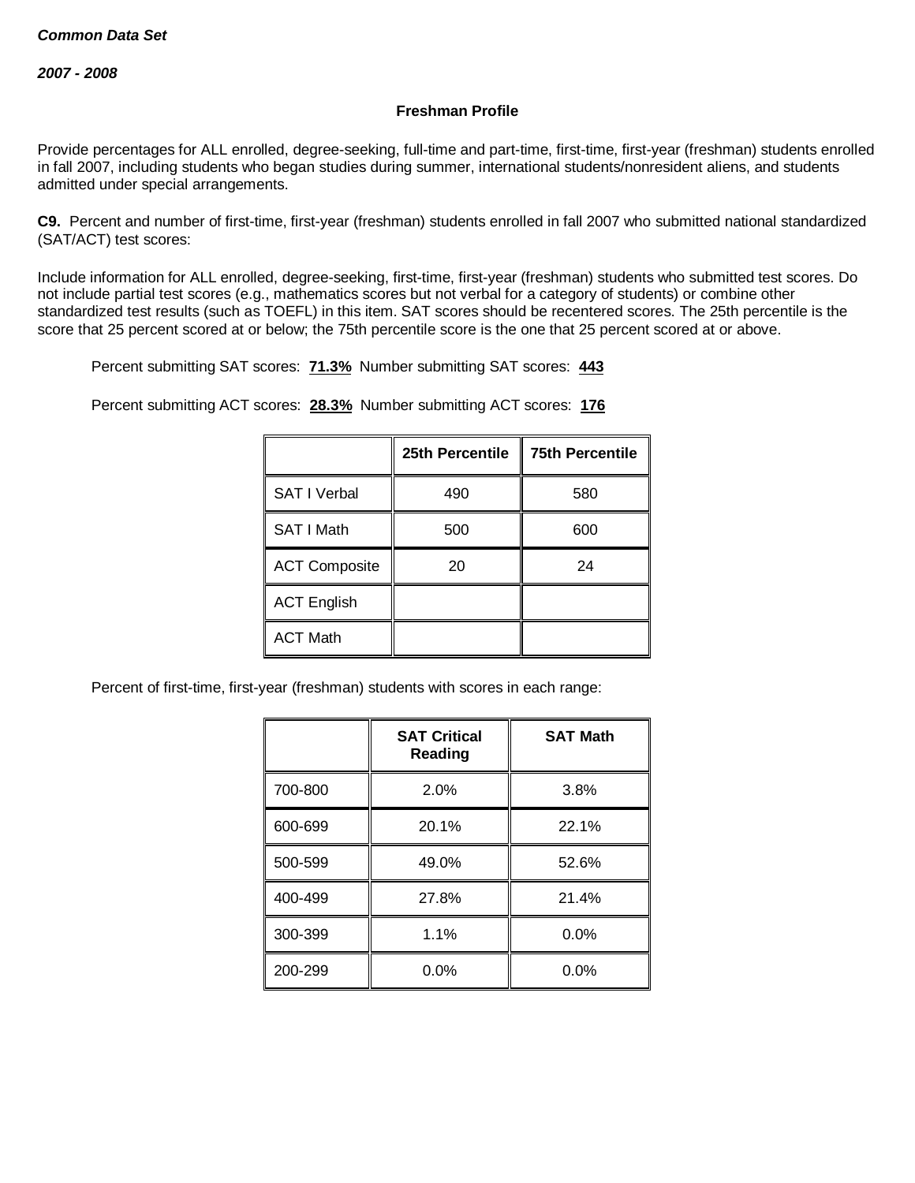*Common Data Set*

*2007 - 2008*

**Freshman Profile**

Provide percentages for ALL enrolled, degree-seeking, full-time and part-time, first-time, first-year (freshman) students enrolled in fall 2007, including students who began studies during summer, international students/nonresident aliens, and students admitted under special arrangements.

**C9.** Percent and number of first-time, first-year (freshman) students enrolled in fall 2007 who submitted national standardized (SAT/ACT) test scores:

Include information for ALL enrolled, degree-seeking, first-time, first-year (freshman) students who submitted test scores. Do not include partial test scores (e.g., mathematics scores but not verbal for a category of students) or combine other standardized test results (such as TOEFL) in this item. SAT scores should be recentered scores. The 25th percentile is the score that 25 percent scored at or below; the 75th percentile score is the one that 25 percent scored at or above.

Percent submitting SAT scores: **71.3%** Number submitting SAT scores: **443**

Percent submitting ACT scores: **28.3%** Number submitting ACT scores: **176**

| | 25th Percentile | 75th Percentile |
|---|---|---|
| SAT I Verbal | 490 | 580 |
| SAT I Math | 500 | 600 |
| ACT Composite | 20 | 24 |
| ACT English | | |
| ACT Math | | |

Percent of first-time, first-year (freshman) students with scores in each range:

| | SAT Critical Reading | SAT Math |
|---|---|---|
| 700-800 | 2.0% | 3.8% |
| 600-699 | 20.1% | 22.1% |
| 500-599 | 49.0% | 52.6% |
| 400-499 | 27.8% | 21.4% |
| 300-399 | 1.1% | 0.0% |
| 200-299 | 0.0% | 0.0% |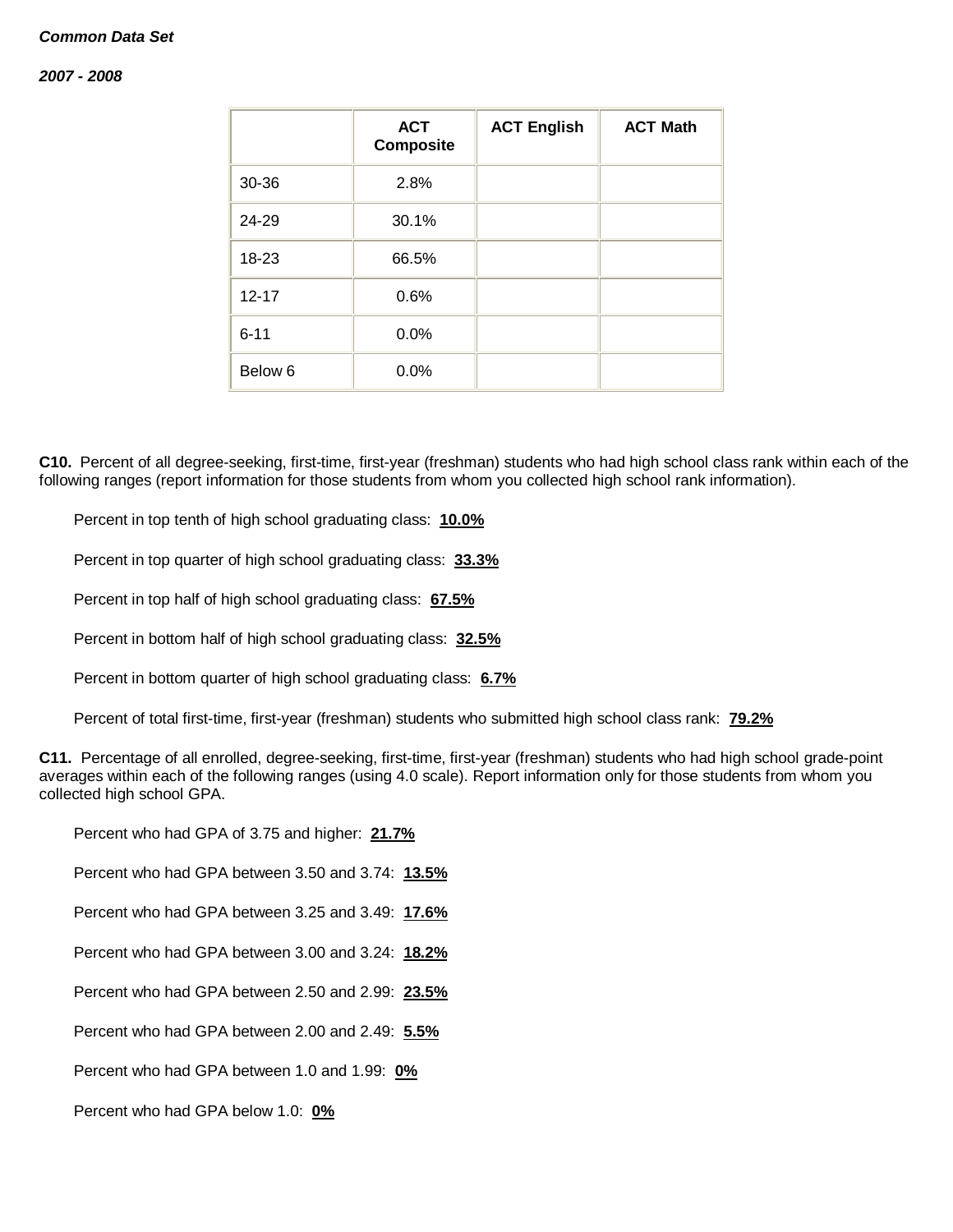*Common Data Set*

*2007 - 2008*

| | ACT Composite | ACT English | ACT Math |
|---|---|---|---|
| 30-36 | 2.8% | | |
| 24-29 | 30.1% | | |
| 18-23 | 66.5% | | |
| 12-17 | 0.6% | | |
| 6-11 | 0.0% | | |
| Below 6 | 0.0% | | |

**C10.** Percent of all degree-seeking, first-time, first-year (freshman) students who had high school class rank within each of the following ranges (report information for those students from whom you collected high school rank information).

Percent in top tenth of high school graduating class: **10.0%**

Percent in top quarter of high school graduating class: **33.3%**

Percent in top half of high school graduating class: **67.5%**

Percent in bottom half of high school graduating class: **32.5%**

Percent in bottom quarter of high school graduating class: **6.7%**

Percent of total first-time, first-year (freshman) students who submitted high school class rank: **79.2%**

**C11.** Percentage of all enrolled, degree-seeking, first-time, first-year (freshman) students who had high school grade-point averages within each of the following ranges (using 4.0 scale). Report information only for those students from whom you collected high school GPA.

Percent who had GPA of 3.75 and higher: **21.7%**

Percent who had GPA between 3.50 and 3.74: **13.5%**

Percent who had GPA between 3.25 and 3.49: **17.6%**

Percent who had GPA between 3.00 and 3.24: **18.2%**

Percent who had GPA between 2.50 and 2.99: **23.5%**

Percent who had GPA between 2.00 and 2.49: **5.5%**

Percent who had GPA between 1.0 and 1.99: **0%**

Percent who had GPA below 1.0: **0%**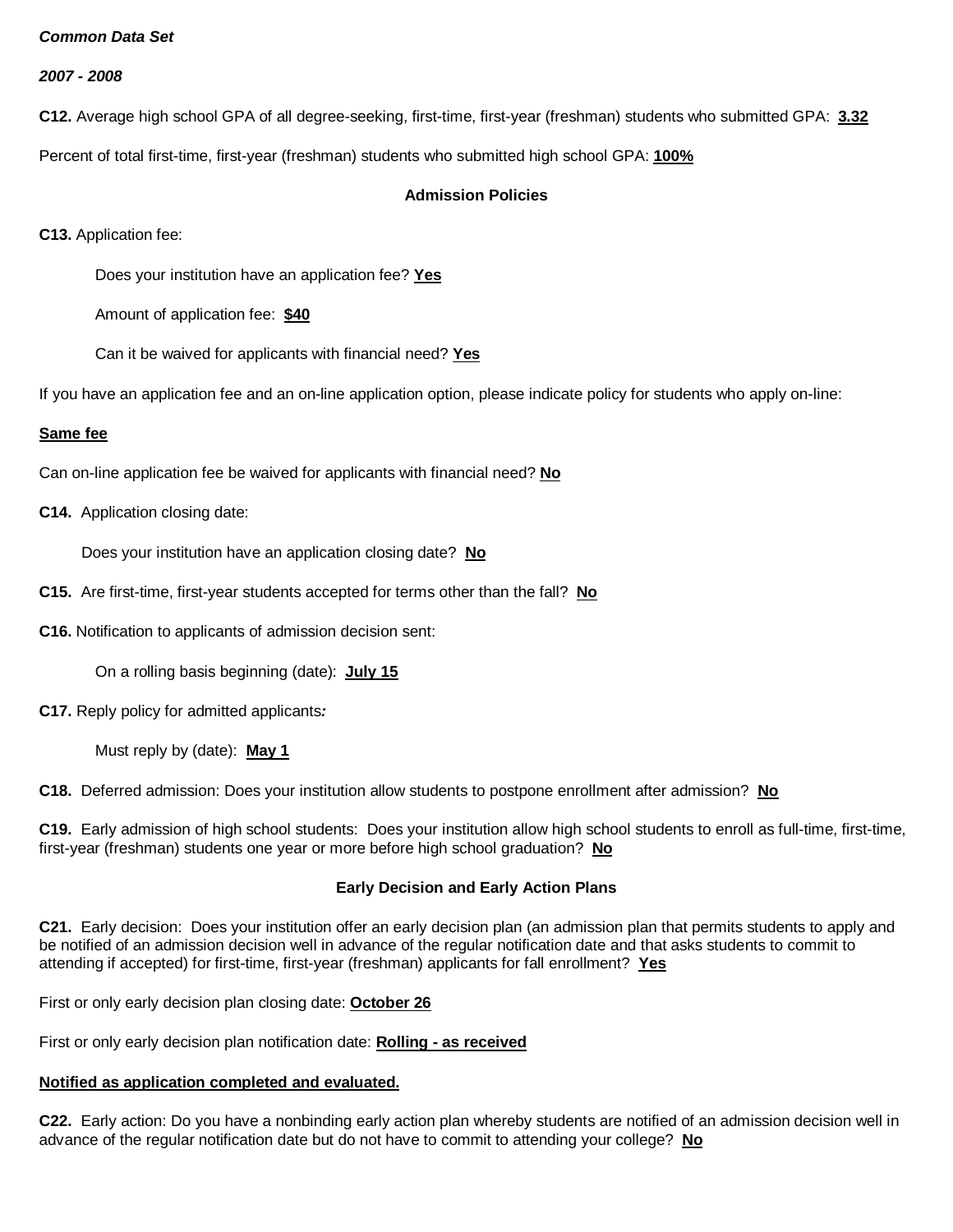***Common Data Set***

***2007 - 2008***

**C12.** Average high school GPA of all degree-seeking, first-time, first-year (freshman) students who submitted GPA: **3.32**

Percent of total first-time, first-year (freshman) students who submitted high school GPA: **100%**

### Admission Policies

**C13.** Application fee:

Does your institution have an application fee? **Yes**

Amount of application fee: **$40**

Can it be waived for applicants with financial need? **Yes**

If you have an application fee and an on-line application option, please indicate policy for students who apply on-line:

**Same fee**

Can on-line application fee be waived for applicants with financial need? **No**

**C14.** Application closing date:

Does your institution have an application closing date? **No**

**C15.** Are first-time, first-year students accepted for terms other than the fall? **No**

**C16.** Notification to applicants of admission decision sent:

On a rolling basis beginning (date): **July 15**

**C17.** Reply policy for admitted applicants***:***

Must reply by (date): **May 1**

**C18.** Deferred admission: Does your institution allow students to postpone enrollment after admission? **No**

**C19.** Early admission of high school students: Does your institution allow high school students to enroll as full-time, first-time, first-year (freshman) students one year or more before high school graduation? **No**

### Early Decision and Early Action Plans

**C21.** Early decision: Does your institution offer an early decision plan (an admission plan that permits students to apply and be notified of an admission decision well in advance of the regular notification date and that asks students to commit to attending if accepted) for first-time, first-year (freshman) applicants for fall enrollment? **Yes**

First or only early decision plan closing date: **October 26**

First or only early decision plan notification date: **Rolling - as received**

**Notified as application completed and evaluated.**

**C22.** Early action: Do you have a nonbinding early action plan whereby students are notified of an admission decision well in advance of the regular notification date but do not have to commit to attending your college? **No**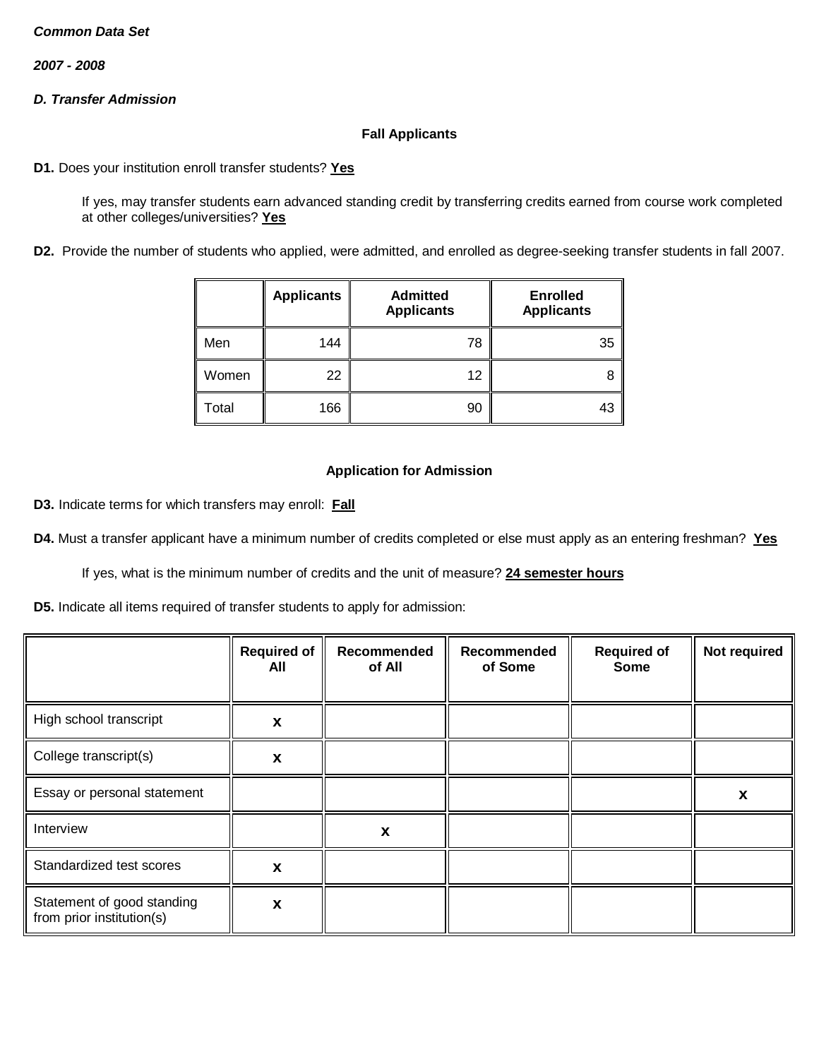***Common Data Set***

***2007 - 2008***

***D. Transfer Admission***

**Fall Applicants**

**D1.** Does your institution enroll transfer students? **Yes**

If yes, may transfer students earn advanced standing credit by transferring credits earned from course work completed at other colleges/universities? **Yes**

**D2.** Provide the number of students who applied, were admitted, and enrolled as degree-seeking transfer students in fall 2007.

| | Applicants | Admitted Applicants | Enrolled Applicants |
|---|---|---|---|
| Men | 144 | 78 | 35 |
| Women | 22 | 12 | 8 |
| Total | 166 | 90 | 43 |

**Application for Admission**

**D3.** Indicate terms for which transfers may enroll: **Fall**

**D4.** Must a transfer applicant have a minimum number of credits completed or else must apply as an entering freshman? **Yes**

If yes, what is the minimum number of credits and the unit of measure? **24 semester hours**

**D5.** Indicate all items required of transfer students to apply for admission:

| | Required of All | Recommended of All | Recommended of Some | Required of Some | Not required |
|---|---|---|---|---|---|
| High school transcript | x | | | | |
| College transcript(s) | x | | | | |
| Essay or personal statement | | | | | x |
| Interview | | x | | | |
| Standardized test scores | x | | | | |
| Statement of good standing from prior institution(s) | x | | | | |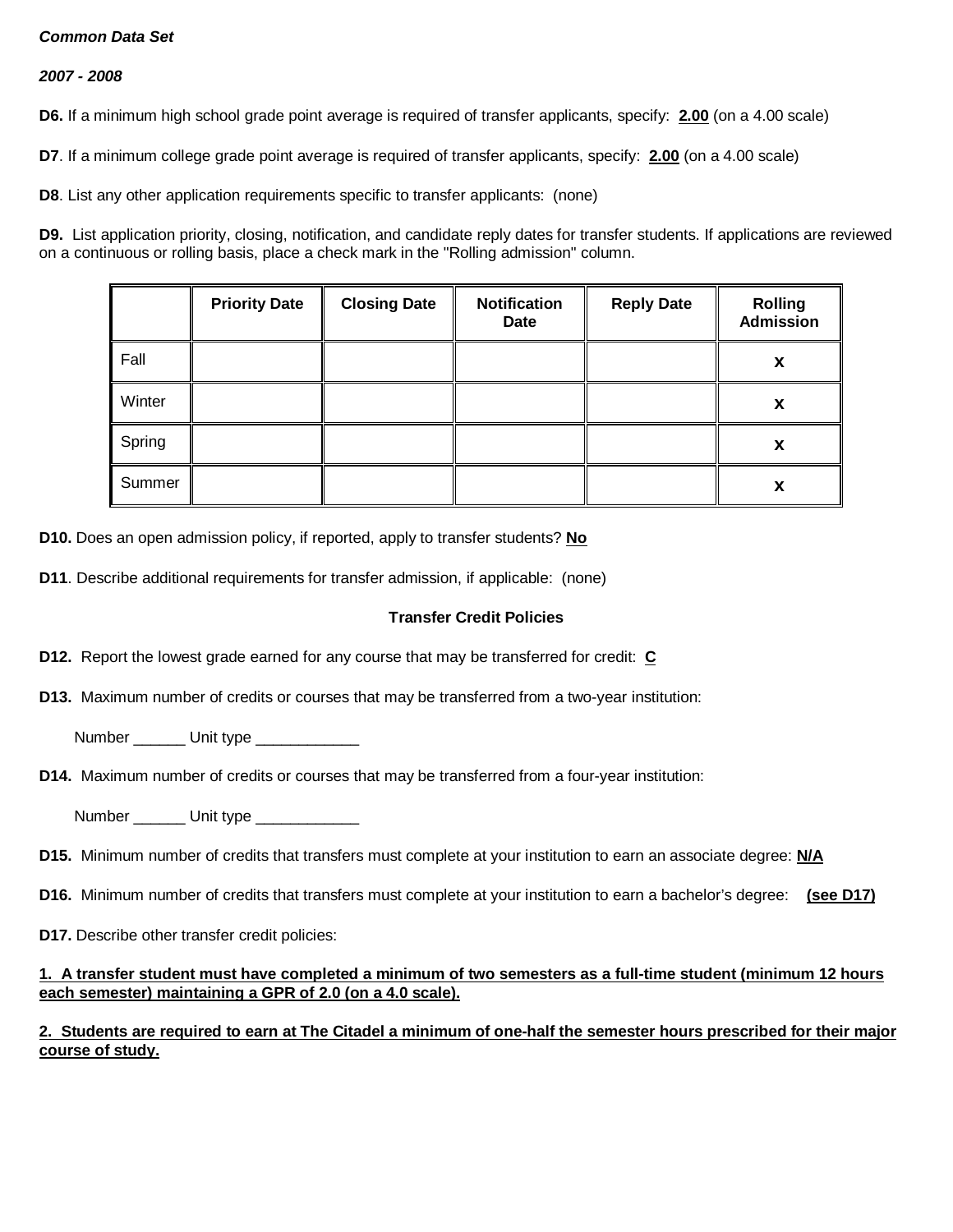***Common Data Set***

***2007 - 2008***

**D6.** If a minimum high school grade point average is required of transfer applicants, specify: **2.00** (on a 4.00 scale)

**D7**. If a minimum college grade point average is required of transfer applicants, specify: **2.00** (on a 4.00 scale)

**D8**. List any other application requirements specific to transfer applicants: (none)

**D9.** List application priority, closing, notification, and candidate reply dates for transfer students. If applications are reviewed on a continuous or rolling basis, place a check mark in the "Rolling admission" column.

| | **Priority Date** | **Closing Date** | **Notification Date** | **Reply Date** | **Rolling Admission** |
|---|---|---|---|---|---|
| Fall | | | | | **x** |
| Winter | | | | | **x** |
| Spring | | | | | **x** |
| Summer | | | | | **x** |

**D10.** Does an open admission policy, if reported, apply to transfer students? **No**

**D11**. Describe additional requirements for transfer admission, if applicable: (none)

**Transfer Credit Policies**

**D12.** Report the lowest grade earned for any course that may be transferred for credit: **C**

**D13.** Maximum number of credits or courses that may be transferred from a two-year institution:

Number ______ Unit type ____________

**D14.** Maximum number of credits or courses that may be transferred from a four-year institution:

Number ______ Unit type ____________

**D15.** Minimum number of credits that transfers must complete at your institution to earn an associate degree: **N/A**

**D16.** Minimum number of credits that transfers must complete at your institution to earn a bachelor's degree: **(see D17)**

**D17.** Describe other transfer credit policies:

**1. A transfer student must have completed a minimum of two semesters as a full-time student (minimum 12 hours each semester) maintaining a GPR of 2.0 (on a 4.0 scale).**

**2. Students are required to earn at The Citadel a minimum of one-half the semester hours prescribed for their major course of study.**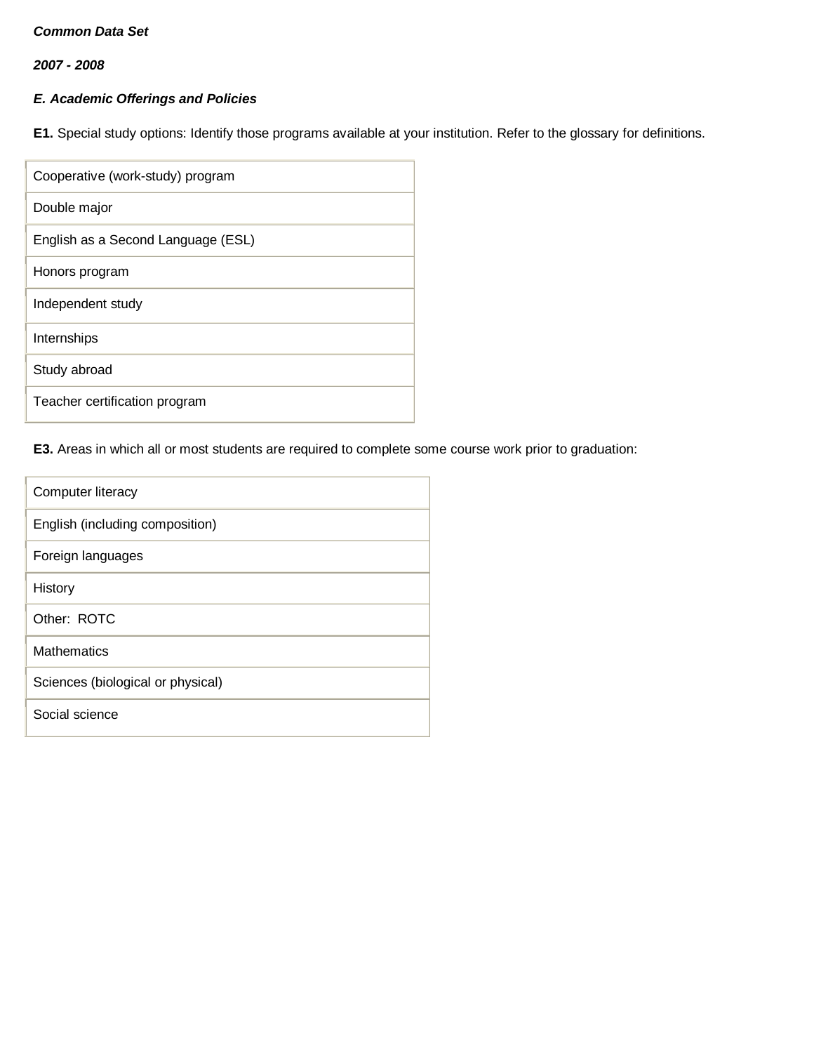***Common Data Set***

***2007 - 2008***

***E. Academic Offerings and Policies***

**E1.** Special study options: Identify those programs available at your institution. Refer to the glossary for definitions.

| |
|---|
| Cooperative (work-study) program |
| Double major |
| English as a Second Language (ESL) |
| Honors program |
| Independent study |
| Internships |
| Study abroad |
| Teacher certification program |

**E3.** Areas in which all or most students are required to complete some course work prior to graduation:

| |
|---|
| Computer literacy |
| English (including composition) |
| Foreign languages |
| History |
| Other:  ROTC |
| Mathematics |
| Sciences (biological or physical) |
| Social science |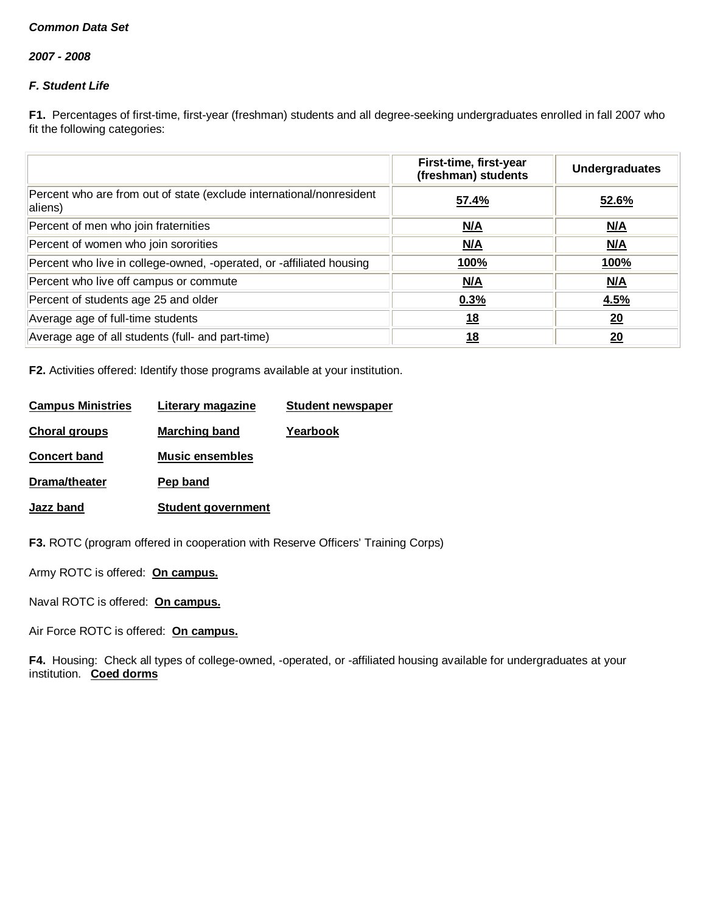***Common Data Set***

***2007 - 2008***

***F. Student Life***

**F1.** Percentages of first-time, first-year (freshman) students and all degree-seeking undergraduates enrolled in fall 2007 who fit the following categories:

| | First-time, first-year (freshman) students | Undergraduates |
|---|---|---|
| Percent who are from out of state (exclude international/nonresident aliens) | **57.4%** | **52.6%** |
| Percent of men who join fraternities | **N/A** | **N/A** |
| Percent of women who join sororities | **N/A** | **N/A** |
| Percent who live in college-owned, -operated, or -affiliated housing | **100%** | **100%** |
| Percent who live off campus or commute | **N/A** | **N/A** |
| Percent of students age 25 and older | **0.3%** | **4.5%** |
| Average age of full-time students | **18** | **20** |
| Average age of all students (full- and part-time) | **18** | **20** |

**F2.** Activities offered: Identify those programs available at your institution.

- **Campus Ministries**
- **Choral groups**
- **Concert band**
- **Drama/theater**
- **Jazz band**
- **Literary magazine**
- **Marching band**
- **Music ensembles**
- **Pep band**
- **Student government**
- **Student newspaper**
- **Yearbook**

**F3.** ROTC (program offered in cooperation with Reserve Officers' Training Corps)

Army ROTC is offered: **On campus.**

Naval ROTC is offered: **On campus.**

Air Force ROTC is offered: **On campus.**

**F4.** Housing: Check all types of college-owned, -operated, or -affiliated housing available for undergraduates at your institution. **Coed dorms**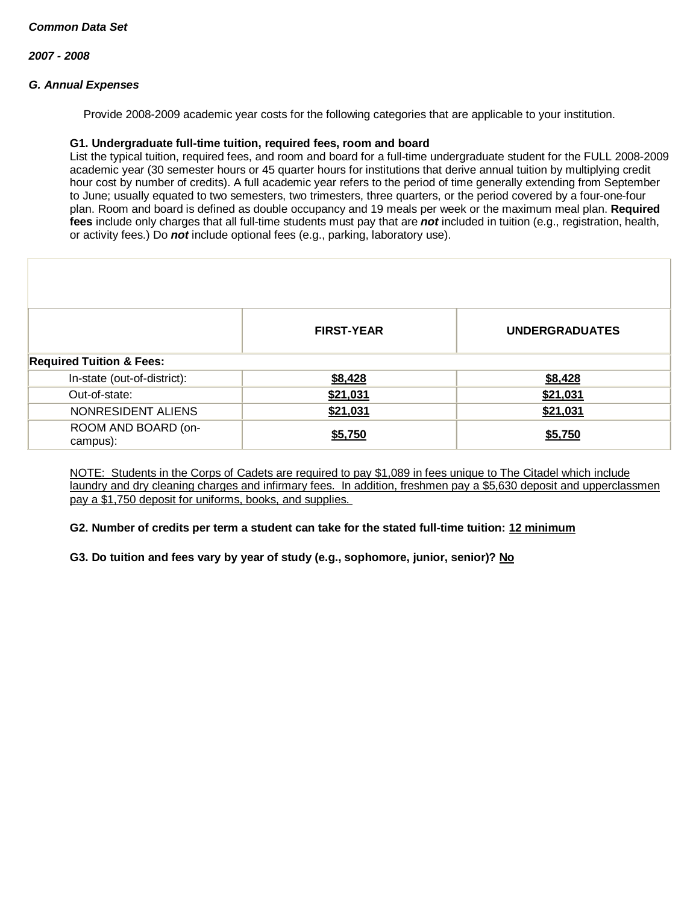***Common Data Set***

***2007 - 2008***

***G. Annual Expenses***

Provide 2008-2009 academic year costs for the following categories that are applicable to your institution.

**G1. Undergraduate full-time tuition, required fees, room and board**

List the typical tuition, required fees, and room and board for a full-time undergraduate student for the FULL 2008-2009 academic year (30 semester hours or 45 quarter hours for institutions that derive annual tuition by multiplying credit hour cost by number of credits). A full academic year refers to the period of time generally extending from September to June; usually equated to two semesters, two trimesters, three quarters, or the period covered by a four-one-four plan. Room and board is defined as double occupancy and 19 meals per week or the maximum meal plan. **Required fees** include only charges that all full-time students must pay that are ***not*** included in tuition (e.g., registration, health, or activity fees.) Do ***not*** include optional fees (e.g., parking, laboratory use).

| | FIRST-YEAR | UNDERGRADUATES |
|---|---|---|
| **Required Tuition & Fees:** | | |
| In-state (out-of-district): | $8,428 | $8,428 |
| Out-of-state: | $21,031 | $21,031 |
| NONRESIDENT ALIENS | $21,031 | $21,031 |
| ROOM AND BOARD (on-campus): | $5,750 | $5,750 |

NOTE: Students in the Corps of Cadets are required to pay $1,089 in fees unique to The Citadel which include laundry and dry cleaning charges and infirmary fees. In addition, freshmen pay a $5,630 deposit and upperclassmen pay a $1,750 deposit for uniforms, books, and supplies.

**G2. Number of credits per term a student can take for the stated full-time tuition:** 12 minimum

**G3. Do tuition and fees vary by year of study (e.g., sophomore, junior, senior)?** No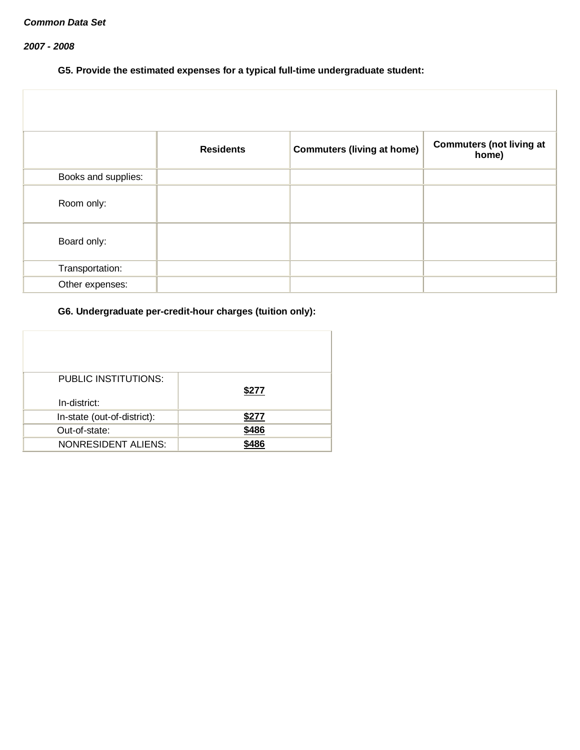*Common Data Set*

*2007 - 2008*

**G5. Provide the estimated expenses for a typical full-time undergraduate student:**

| | **Residents** | **Commuters (living at home)** | **Commuters (not living at home)** |
|---|---|---|---|
| Books and supplies: | | | |
| Room only: | | | |
| Board only: | | | |
| Transportation: | | | |
| Other expenses: | | | |

**G6. Undergraduate per-credit-hour charges (tuition only):**

| | |
|---|---|
| PUBLIC INSTITUTIONS: In-district: | **$277** |
| In-state (out-of-district): | **$277** |
| Out-of-state: | **$486** |
| NONRESIDENT ALIENS: | **$486** |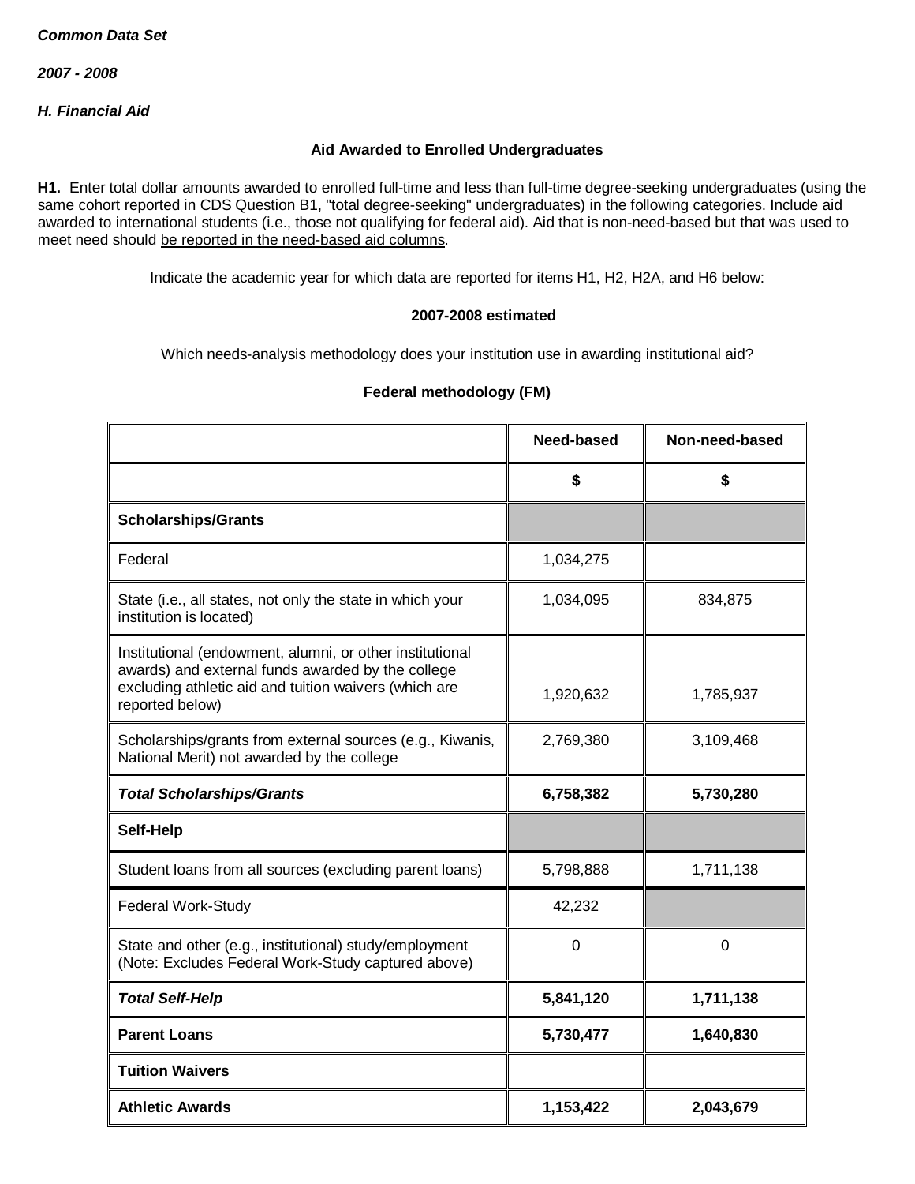***Common Data Set***

***2007 - 2008***

***H. Financial Aid***

**Aid Awarded to Enrolled Undergraduates**

**H1.** Enter total dollar amounts awarded to enrolled full-time and less than full-time degree-seeking undergraduates (using the same cohort reported in CDS Question B1, "total degree-seeking" undergraduates) in the following categories. Include aid awarded to international students (i.e., those not qualifying for federal aid). Aid that is non-need-based but that was used to meet need should be reported in the need-based aid columns.

Indicate the academic year for which data are reported for items H1, H2, H2A, and H6 below:

**2007-2008 estimated**

Which needs-analysis methodology does your institution use in awarding institutional aid?

**Federal methodology (FM)**

| | **Need-based** | **Non-need-based** |
|---|---|---|
| | **$** | **$** |
| **Scholarships/Grants** | | |
| Federal | 1,034,275 | |
| State (i.e., all states, not only the state in which your institution is located) | 1,034,095 | 834,875 |
| Institutional (endowment, alumni, or other institutional awards) and external funds awarded by the college excluding athletic aid and tuition waivers (which are reported below) | 1,920,632 | 1,785,937 |
| Scholarships/grants from external sources (e.g., Kiwanis, National Merit) not awarded by the college | 2,769,380 | 3,109,468 |
| ***Total Scholarships/Grants*** | **6,758,382** | **5,730,280** |
| **Self-Help** | | |
| Student loans from all sources (excluding parent loans) | 5,798,888 | 1,711,138 |
| Federal Work-Study | 42,232 | |
| State and other (e.g., institutional) study/employment (Note: Excludes Federal Work-Study captured above) | 0 | 0 |
| ***Total Self-Help*** | **5,841,120** | **1,711,138** |
| **Parent Loans** | **5,730,477** | **1,640,830** |
| **Tuition Waivers** | | |
| **Athletic Awards** | **1,153,422** | **2,043,679** |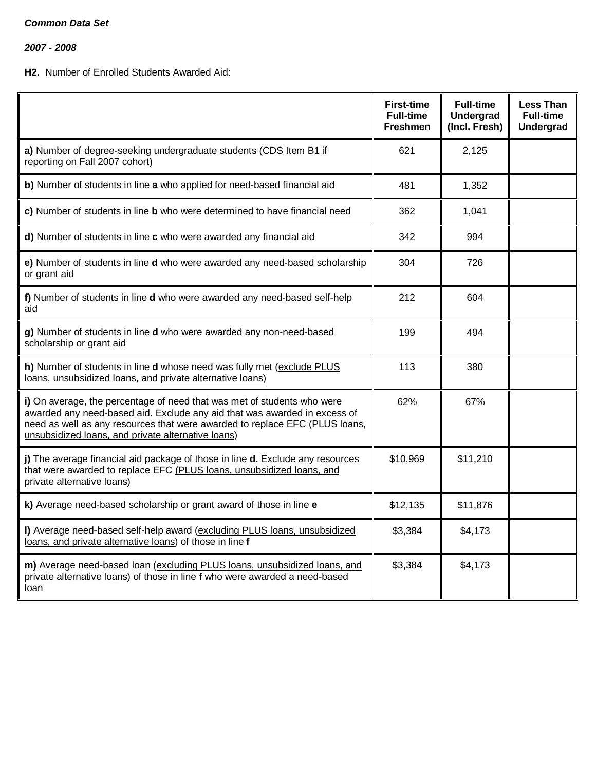***Common Data Set***

***2007 - 2008***

**H2.** Number of Enrolled Students Awarded Aid:

| | First-time Full-time Freshmen | Full-time Undergrad (Incl. Fresh) | Less Than Full-time Undergrad |
|---|---|---|---|
| **a)** Number of degree-seeking undergraduate students (CDS Item B1 if reporting on Fall 2007 cohort) | 621 | 2,125 | |
| **b)** Number of students in line **a** who applied for need-based financial aid | 481 | 1,352 | |
| **c)** Number of students in line **b** who were determined to have financial need | 362 | 1,041 | |
| **d)** Number of students in line **c** who were awarded any financial aid | 342 | 994 | |
| **e)** Number of students in line **d** who were awarded any need-based scholarship or grant aid | 304 | 726 | |
| **f)** Number of students in line **d** who were awarded any need-based self-help aid | 212 | 604 | |
| **g)** Number of students in line **d** who were awarded any non-need-based scholarship or grant aid | 199 | 494 | |
| **h)** Number of students in line **d** whose need was fully met (exclude PLUS loans, unsubsidized loans, and private alternative loans) | 113 | 380 | |
| **i)** On average, the percentage of need that was met of students who were awarded any need-based aid. Exclude any aid that was awarded in excess of need as well as any resources that were awarded to replace EFC (PLUS loans, unsubsidized loans, and private alternative loans) | 62% | 67% | |
| **j)** The average financial aid package of those in line **d.** Exclude any resources that were awarded to replace EFC (PLUS loans, unsubsidized loans, and private alternative loans) | $10,969 | $11,210 | |
| **k)** Average need-based scholarship or grant award of those in line **e** | $12,135 | $11,876 | |
| **l)** Average need-based self-help award (excluding PLUS loans, unsubsidized loans, and private alternative loans) of those in line **f** | $3,384 | $4,173 | |
| **m)** Average need-based loan (excluding PLUS loans, unsubsidized loans, and private alternative loans) of those in line **f** who were awarded a need-based loan | $3,384 | $4,173 | |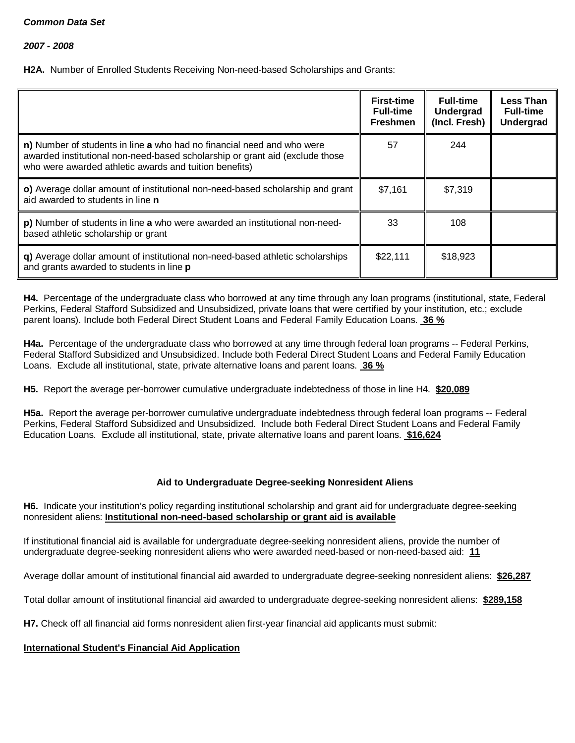***Common Data Set***

***2007 - 2008***

**H2A.** Number of Enrolled Students Receiving Non-need-based Scholarships and Grants:

| | **First-time Full-time Freshmen** | **Full-time Undergrad (Incl. Fresh)** | **Less Than Full-time Undergrad** |
|---|---|---|---|
| **n)** Number of students in line **a** who had no financial need and who were awarded institutional non-need-based scholarship or grant aid (exclude those who were awarded athletic awards and tuition benefits) | 57 | 244 | |
| **o)** Average dollar amount of institutional non-need-based scholarship and grant aid awarded to students in line **n** | $7,161 | $7,319 | |
| **p)** Number of students in line **a** who were awarded an institutional non-need-based athletic scholarship or grant | 33 | 108 | |
| **q)** Average dollar amount of institutional non-need-based athletic scholarships and grants awarded to students in line **p** | $22,111 | $18,923 | |

**H4.** Percentage of the undergraduate class who borrowed at any time through any loan programs (institutional, state, Federal Perkins, Federal Stafford Subsidized and Unsubsidized, private loans that were certified by your institution, etc.; exclude parent loans). Include both Federal Direct Student Loans and Federal Family Education Loans. **36 %**

**H4a.** Percentage of the undergraduate class who borrowed at any time through federal loan programs -- Federal Perkins, Federal Stafford Subsidized and Unsubsidized. Include both Federal Direct Student Loans and Federal Family Education Loans. Exclude all institutional, state, private alternative loans and parent loans. **36 %**

**H5.** Report the average per-borrower cumulative undergraduate indebtedness of those in line H4. **$20,089**

**H5a.** Report the average per-borrower cumulative undergraduate indebtedness through federal loan programs -- Federal Perkins, Federal Stafford Subsidized and Unsubsidized. Include both Federal Direct Student Loans and Federal Family Education Loans. Exclude all institutional, state, private alternative loans and parent loans. **$16,624**

### Aid to Undergraduate Degree-seeking Nonresident Aliens

**H6.** Indicate your institution's policy regarding institutional scholarship and grant aid for undergraduate degree-seeking nonresident aliens: **Institutional non-need-based scholarship or grant aid is available**

If institutional financial aid is available for undergraduate degree-seeking nonresident aliens, provide the number of undergraduate degree-seeking nonresident aliens who were awarded need-based or non-need-based aid: **11**

Average dollar amount of institutional financial aid awarded to undergraduate degree-seeking nonresident aliens: **$26,287**

Total dollar amount of institutional financial aid awarded to undergraduate degree-seeking nonresident aliens: **$289,158**

**H7.** Check off all financial aid forms nonresident alien first-year financial aid applicants must submit:

**International Student's Financial Aid Application**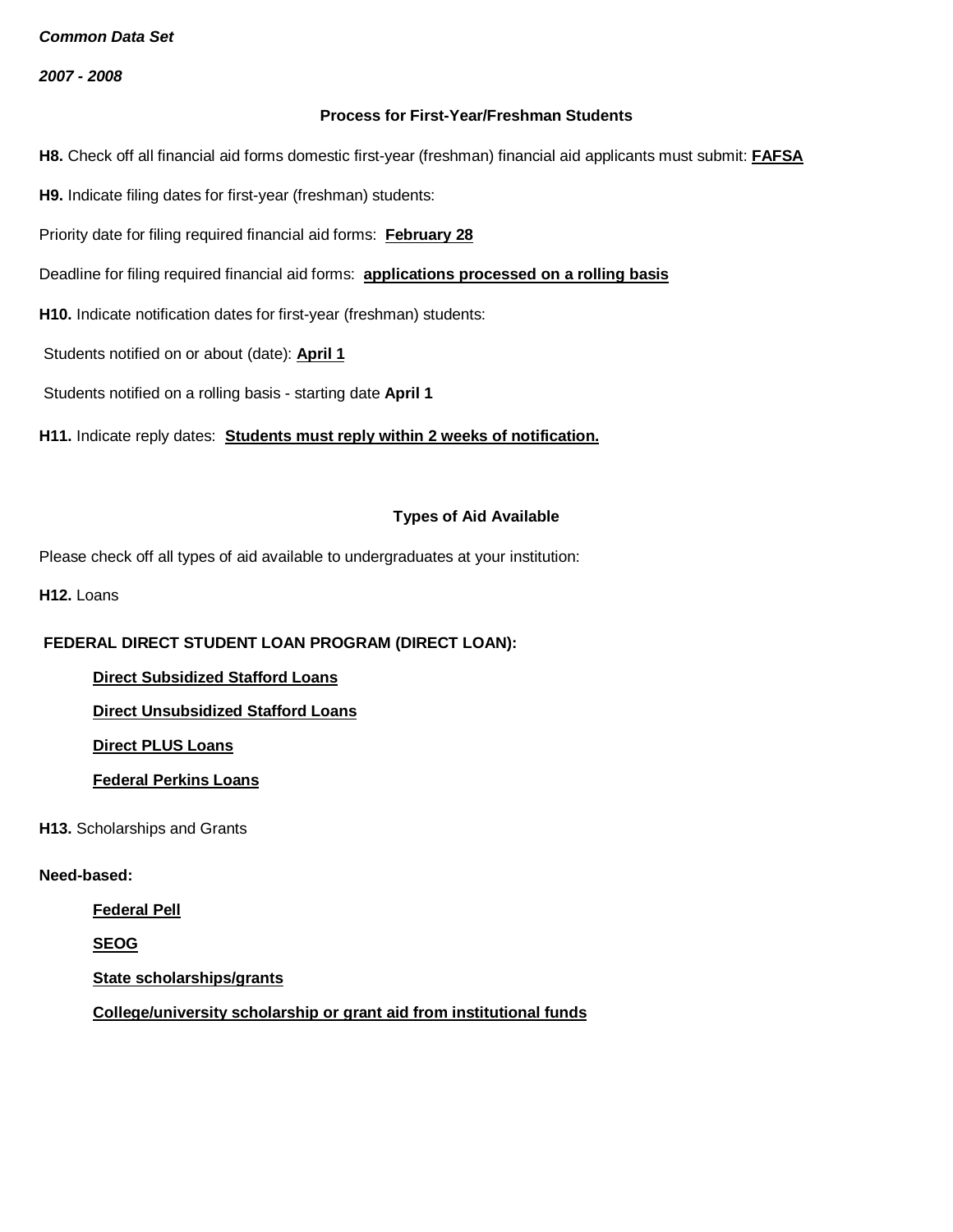*Common Data Set*

*2007 - 2008*

**Process for First-Year/Freshman Students**

**H8.** Check off all financial aid forms domestic first-year (freshman) financial aid applicants must submit: **FAFSA**

**H9.** Indicate filing dates for first-year (freshman) students:

Priority date for filing required financial aid forms: **February 28**

Deadline for filing required financial aid forms: **applications processed on a rolling basis**

**H10.** Indicate notification dates for first-year (freshman) students:

Students notified on or about (date): **April 1**

Students notified on a rolling basis - starting date **April 1**

**H11.** Indicate reply dates: **Students must reply within 2 weeks of notification.**

**Types of Aid Available**

Please check off all types of aid available to undergraduates at your institution:

**H12.** Loans

**FEDERAL DIRECT STUDENT LOAN PROGRAM (DIRECT LOAN):**

- **Direct Subsidized Stafford Loans**
- **Direct Unsubsidized Stafford Loans**
- **Direct PLUS Loans**
- **Federal Perkins Loans**

**H13.** Scholarships and Grants

**Need-based:**

- **Federal Pell**
- **SEOG**
- **State scholarships/grants**
- **College/university scholarship or grant aid from institutional funds**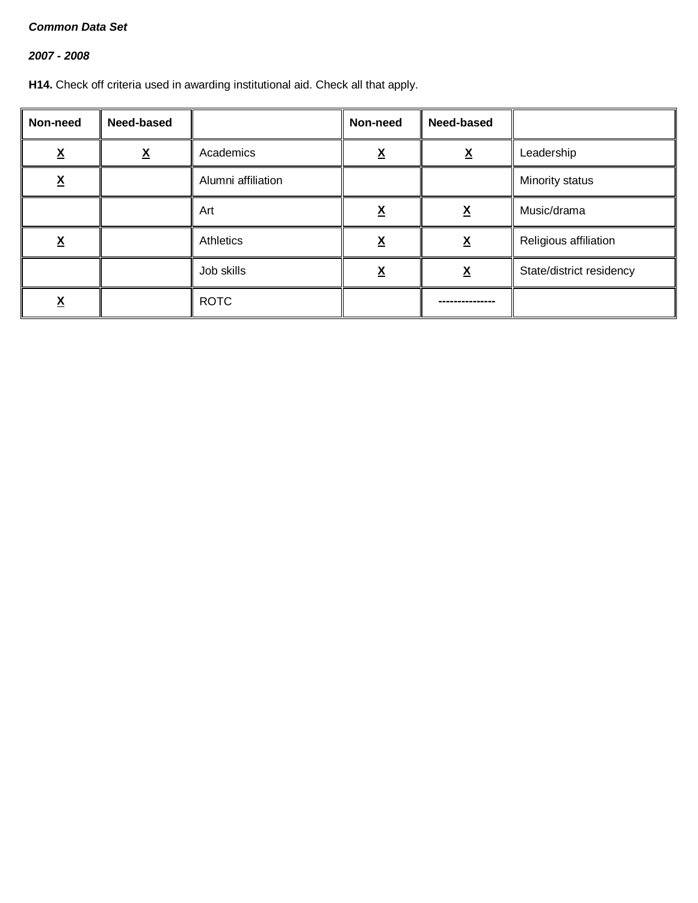***Common Data Set***

***2007 - 2008***

**H14.** Check off criteria used in awarding institutional aid. Check all that apply.

| Non-need | Need-based | | Non-need | Need-based | |
|---|---|---|---|---|---|
| X | X | Academics | X | X | Leadership |
| X | | Alumni affiliation | | | Minority status |
| | | Art | X | X | Music/drama |
| X | | Athletics | X | X | Religious affiliation |
| | | Job skills | X | X | State/district residency |
| X | | ROTC | | --------------- | |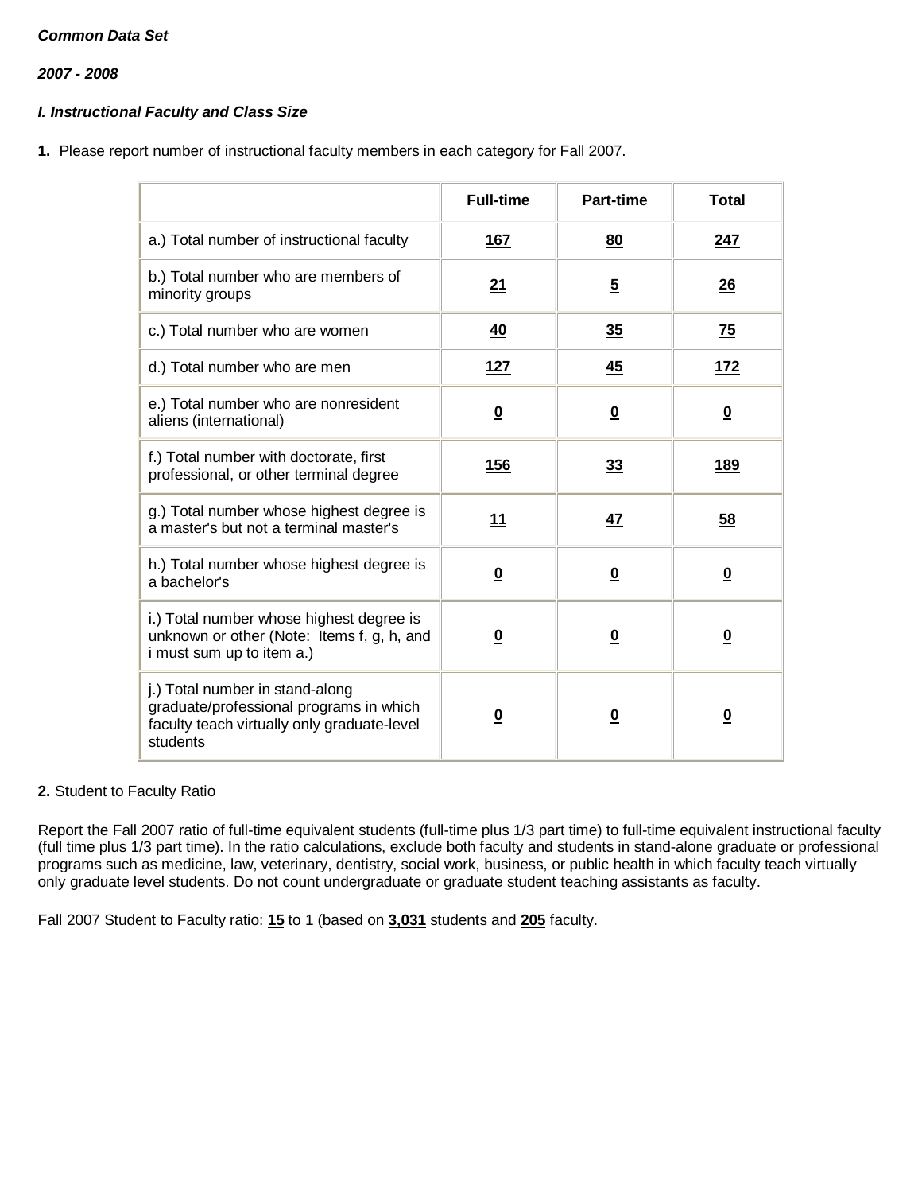***Common Data Set***

***2007 - 2008***

***I. Instructional Faculty and Class Size***

**1.** Please report number of instructional faculty members in each category for Fall 2007.

| | Full-time | Part-time | Total |
|---|---|---|---|
| a.) Total number of instructional faculty | **167** | **80** | **247** |
| b.) Total number who are members of minority groups | **21** | **5** | **26** |
| c.) Total number who are women | **40** | **35** | **75** |
| d.) Total number who are men | **127** | **45** | **172** |
| e.) Total number who are nonresident aliens (international) | **0** | **0** | **0** |
| f.) Total number with doctorate, first professional, or other terminal degree | **156** | **33** | **189** |
| g.) Total number whose highest degree is a master's but not a terminal master's | **11** | **47** | **58** |
| h.) Total number whose highest degree is a bachelor's | **0** | **0** | **0** |
| i.) Total number whose highest degree is unknown or other (Note: Items f, g, h, and i must sum up to item a.) | **0** | **0** | **0** |
| j.) Total number in stand-along graduate/professional programs in which faculty teach virtually only graduate-level students | **0** | **0** | **0** |

**2.** Student to Faculty Ratio

Report the Fall 2007 ratio of full-time equivalent students (full-time plus 1/3 part time) to full-time equivalent instructional faculty (full time plus 1/3 part time). In the ratio calculations, exclude both faculty and students in stand-alone graduate or professional programs such as medicine, law, veterinary, dentistry, social work, business, or public health in which faculty teach virtually only graduate level students. Do not count undergraduate or graduate student teaching assistants as faculty.

Fall 2007 Student to Faculty ratio: **15** to 1 (based on **3,031** students and **205** faculty.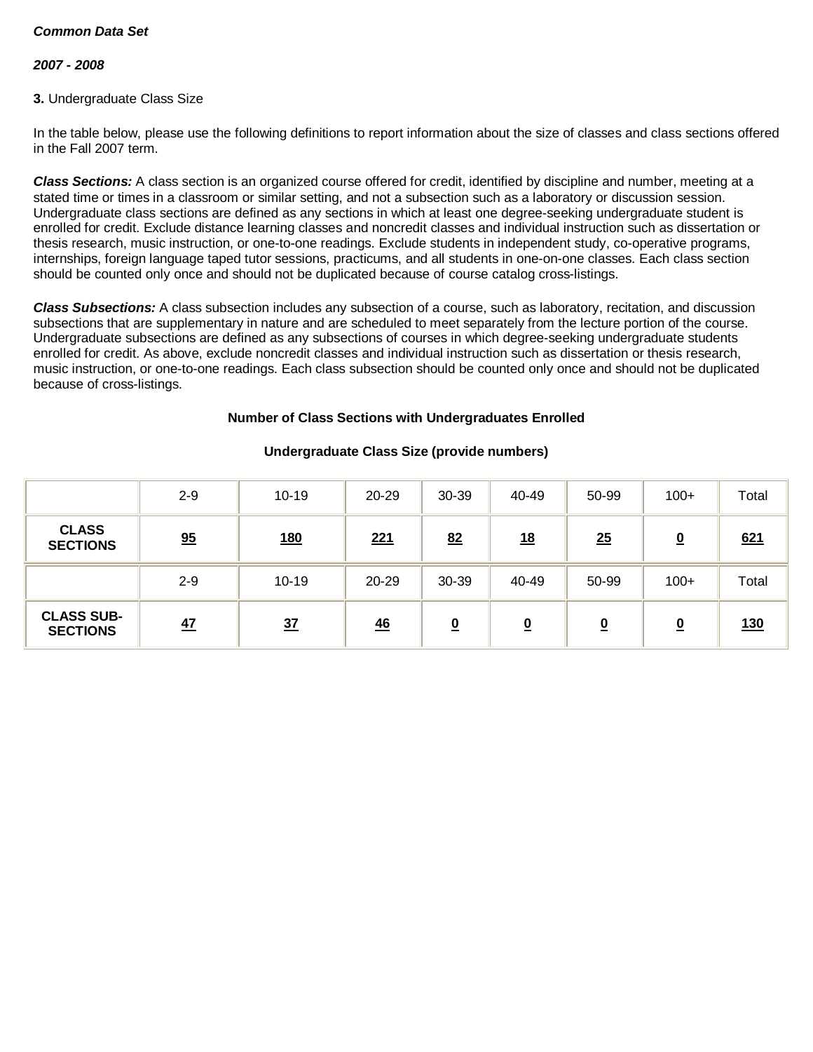***Common Data Set***

***2007 - 2008***

**3.** Undergraduate Class Size

In the table below, please use the following definitions to report information about the size of classes and class sections offered in the Fall 2007 term.

***Class Sections:*** A class section is an organized course offered for credit, identified by discipline and number, meeting at a stated time or times in a classroom or similar setting, and not a subsection such as a laboratory or discussion session. Undergraduate class sections are defined as any sections in which at least one degree-seeking undergraduate student is enrolled for credit. Exclude distance learning classes and noncredit classes and individual instruction such as dissertation or thesis research, music instruction, or one-to-one readings. Exclude students in independent study, co-operative programs, internships, foreign language taped tutor sessions, practicums, and all students in one-on-one classes. Each class section should be counted only once and should not be duplicated because of course catalog cross-listings.

***Class Subsections:*** A class subsection includes any subsection of a course, such as laboratory, recitation, and discussion subsections that are supplementary in nature and are scheduled to meet separately from the lecture portion of the course. Undergraduate subsections are defined as any subsections of courses in which degree-seeking undergraduate students enrolled for credit. As above, exclude noncredit classes and individual instruction such as dissertation or thesis research, music instruction, or one-to-one readings. Each class subsection should be counted only once and should not be duplicated because of cross-listings.

**Number of Class Sections with Undergraduates Enrolled**

**Undergraduate Class Size (provide numbers)**

| | 2-9 | 10-19 | 20-29 | 30-39 | 40-49 | 50-99 | 100+ | Total |
|---|---|---|---|---|---|---|---|---|
| **CLASS SECTIONS** | **95** | **180** | **221** | **82** | **18** | **25** | **0** | **621** |
| | 2-9 | 10-19 | 20-29 | 30-39 | 40-49 | 50-99 | 100+ | Total |
| **CLASS SUB-SECTIONS** | **47** | **37** | **46** | **0** | **0** | **0** | **0** | **130** |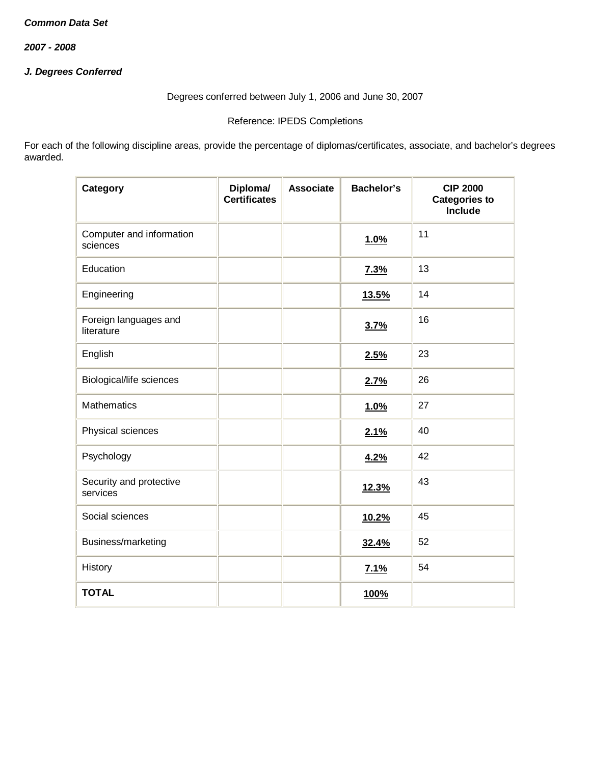***Common Data Set***

***2007 - 2008***

***J. Degrees Conferred***

Degrees conferred between July 1, 2006 and June 30, 2007

Reference: IPEDS Completions

For each of the following discipline areas, provide the percentage of diplomas/certificates, associate, and bachelor's degrees awarded.

| Category | Diploma/ Certificates | Associate | Bachelor's | CIP 2000 Categories to Include |
|---|---|---|---|---|
| Computer and information sciences | | | 1.0% | 11 |
| Education | | | 7.3% | 13 |
| Engineering | | | 13.5% | 14 |
| Foreign languages and literature | | | 3.7% | 16 |
| English | | | 2.5% | 23 |
| Biological/life sciences | | | 2.7% | 26 |
| Mathematics | | | 1.0% | 27 |
| Physical sciences | | | 2.1% | 40 |
| Psychology | | | 4.2% | 42 |
| Security and protective services | | | 12.3% | 43 |
| Social sciences | | | 10.2% | 45 |
| Business/marketing | | | 32.4% | 52 |
| History | | | 7.1% | 54 |
| **TOTAL** | | | 100% | |